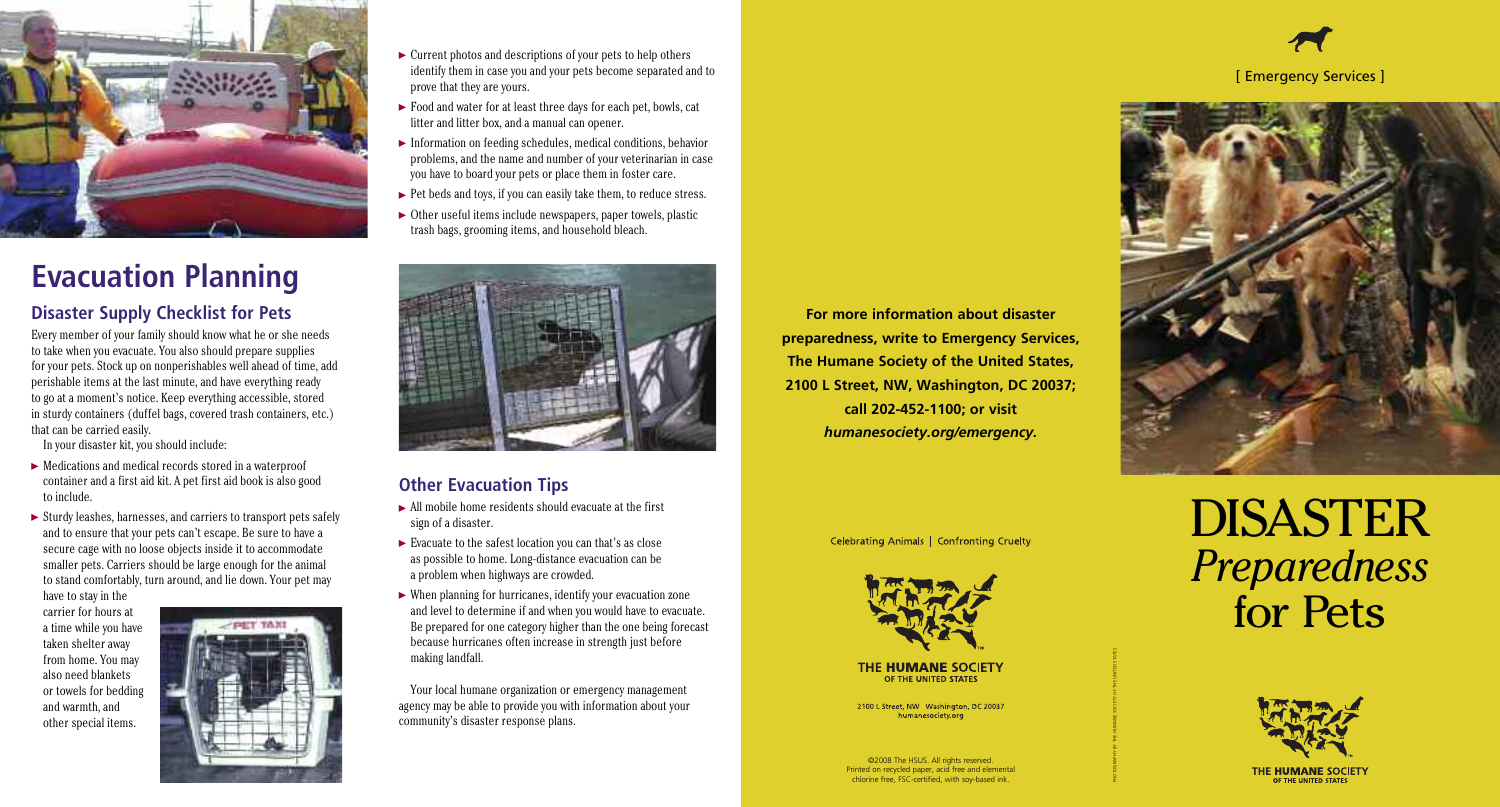# Evacuation Planning

## Disaster Supply Checklist for Pets

Every member of your family should know what he or she needs to take when you evacuate. You also should prepare supplies for your pets. Stock up on nonperishables well ahead of time, add perishable items at the last minute, and have everything ready to go at a moment's notice. Keep everything accessible, stored in sturdy containers (duffel bags, covered trash containers, etc.) that can be carried easily.

In your disaster kit, you should include:

- Medications and medical records stored in a waterproof container and a first aid kit. A pet first aid book is also good to include.
- Sturdy leashes, harnesses, and carriers to transport pets safely and to ensure that your pets can't escape. Be sure to have a secure cage with no loose objects inside it to accommodate smaller pets. Carriers should be large enough for the animal to stand comfortably, turn around, and lie down. Your pet may have to stay in the carrier for hours at a time while you have taken shelter away from home. You may also need blankets or towels for bedding and warmth, and other special items.
- Current photos and descriptions of your pets to help others identify them in case you and your pets become separated and to prove that they are yours.
- Food and water for at least three days for each pet, bowls, cat litter and litter box, and a manual can opener.
- Information on feeding schedules, medical conditions, behavior problems, and the name and number of your veterinarian in case you have to board your pets or place them in foster care.
- Pet beds and toys, if you can easily take them, to reduce stress.
- Other useful items include newspapers, paper towels, plastic trash bags, grooming items, and household bleach.

## Other Evacuation Tips

- All mobile home residents should evacuate at the first sign of a disaster.
- Evacuate to the safest location you can that's as close as possible to home. Long-distance evacuation can be a problem when highways are crowded.
- When planning for hurricanes, identify your evacuation zone and level to determine if and when you would have to evacuate. Be prepared for one category higher than the one being forecast because hurricanes often increase in strength just before making landfall.

Your local humane organization or emergency management agency may be able to provide you with information about your community's disaster response plans.

**For more information about disaster preparedness, write to Emergency Services, The Humane Society of the United States, 2100 L Street, NW, Washington, DC 20037; call 202-452-1100; or visit *humanesociety.org/emergency.***

Celebrating Animals | Confronting Cruelty

THE HUMANE SOCIETY OF THE UNITED STATES

2100 L Street, NW Washington, DC 20037
humanesociety.org

©2008 The HSUS. All rights reserved.
Printed on recycled paper, acid free and elemental chlorine free, FSC-certified, with soy-based ink.

PHOTOGRAPHY BY: THE HUMANE SOCIETY OF THE UNITED STATES

[ Emergency Services ]

# DISASTER *Preparedness* for Pets

THE HUMANE SOCIETY OF THE UNITED STATES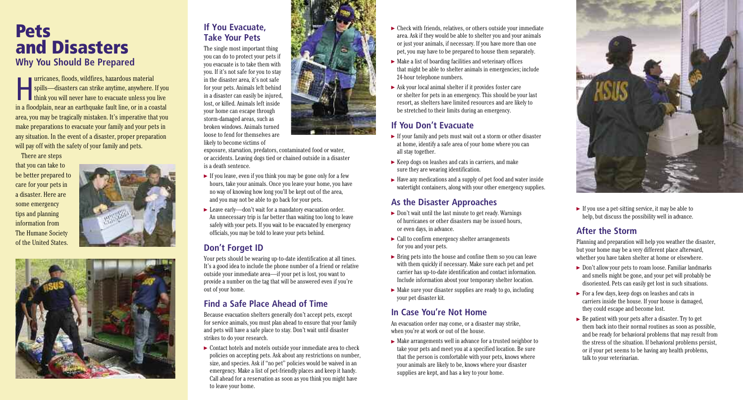# Pets and Disasters

## Why You Should Be Prepared

Hurricanes, floods, wildfires, hazardous material spills—disasters can strike anytime, anywhere. If you think you will never have to evacuate unless you live in a floodplain, near an earthquake fault line, or in a coastal area, you may be tragically mistaken. It's imperative that you make preparations to evacuate your family and your pets in any situation. In the event of a disaster, proper preparation will pay off with the safety of your family and pets.

There are steps that you can take to be better prepared to care for your pets in a disaster. Here are some emergency tips and planning information from The Humane Society of the United States.

## If You Evacuate, Take Your Pets

The single most important thing you can do to protect your pets if you evacuate is to take them with you. If it's not safe for you to stay in the disaster area, it's not safe for your pets. Animals left behind in a disaster can easily be injured, lost, or killed. Animals left inside your home can escape through storm-damaged areas, such as broken windows. Animals turned loose to fend for themselves are likely to become victims of exposure, starvation, predators, contaminated food or water, or accidents. Leaving dogs tied or chained outside in a disaster is a death sentence.

- If you leave, even if you think you may be gone only for a few hours, take your animals. Once you leave your home, you have no way of knowing how long you'll be kept out of the area, and you may not be able to go back for your pets.
- Leave early—don't wait for a mandatory evacuation order. An unnecessary trip is far better than waiting too long to leave safely with your pets. If you wait to be evacuated by emergency officials, you may be told to leave your pets behind.

## Don't Forget ID

Your pets should be wearing up-to-date identification at all times. It's a good idea to include the phone number of a friend or relative outside your immediate area—if your pet is lost, you want to provide a number on the tag that will be answered even if you're out of your home.

## Find a Safe Place Ahead of Time

Because evacuation shelters generally don't accept pets, except for service animals, you must plan ahead to ensure that your family and pets will have a safe place to stay. Don't wait until disaster strikes to do your research.

- Contact hotels and motels outside your immediate area to check policies on accepting pets. Ask about any restrictions on number, size, and species. Ask if "no pet" policies would be waived in an emergency. Make a list of pet-friendly places and keep it handy. Call ahead for a reservation as soon as you think you might have to leave your home.
- Check with friends, relatives, or others outside your immediate area. Ask if they would be able to shelter you and your animals or just your animals, if necessary. If you have more than one pet, you may have to be prepared to house them separately.
- Make a list of boarding facilities and veterinary offices that might be able to shelter animals in emergencies; include 24-hour telephone numbers.
- Ask your local animal shelter if it provides foster care or shelter for pets in an emergency. This should be your last resort, as shelters have limited resources and are likely to be stretched to their limits during an emergency.

## If You Don't Evacuate

- If your family and pets must wait out a storm or other disaster at home, identify a safe area of your home where you can all stay together.
- Keep dogs on leashes and cats in carriers, and make sure they are wearing identification.
- Have any medications and a supply of pet food and water inside watertight containers, along with your other emergency supplies.

## As the Disaster Approaches

- Don't wait until the last minute to get ready. Warnings of hurricanes or other disasters may be issued hours, or even days, in advance.
- Call to confirm emergency shelter arrangements for you and your pets.
- Bring pets into the house and confine them so you can leave with them quickly if necessary. Make sure each pet and pet carrier has up-to-date identification and contact information. Include information about your temporary shelter location.
- Make sure your disaster supplies are ready to go, including your pet disaster kit.

## In Case You're Not Home

An evacuation order may come, or a disaster may strike, when you're at work or out of the house.

- Make arrangements well in advance for a trusted neighbor to take your pets and meet you at a specified location. Be sure that the person is comfortable with your pets, knows where your animals are likely to be, knows where your disaster supplies are kept, and has a key to your home.
- If you use a pet-sitting service, it may be able to help, but discuss the possibility well in advance.

## After the Storm

Planning and preparation will help you weather the disaster, but your home may be a very different place afterward, whether you have taken shelter at home or elsewhere.

- Don't allow your pets to roam loose. Familiar landmarks and smells might be gone, and your pet will probably be disoriented. Pets can easily get lost in such situations.
- For a few days, keep dogs on leashes and cats in carriers inside the house. If your house is damaged, they could escape and become lost.
- Be patient with your pets after a disaster. Try to get them back into their normal routines as soon as possible, and be ready for behavioral problems that may result from the stress of the situation. If behavioral problems persist, or if your pet seems to be having any health problems, talk to your veterinarian.